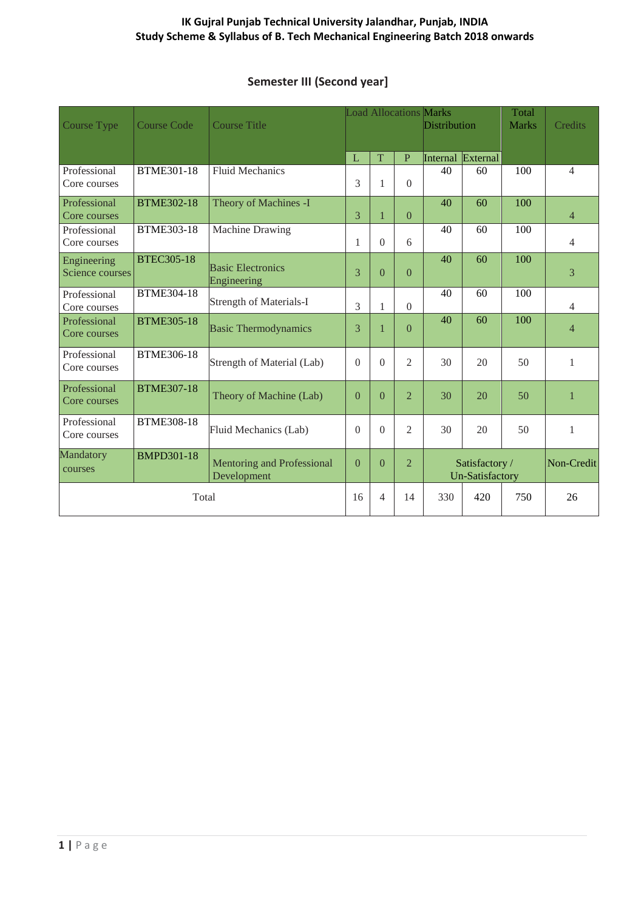**IK Gujral Punjab Technical University Jalandhar, Punjab, INDIA**
**Study Scheme & Syllabus of B. Tech Mechanical Engineering Batch 2018 onwards**

## Semester III (Second year]

| Course Type | Course Code | Course Title | Load Allocations | | | Marks Distribution | | Total Marks | Credits |
|---|---|---|---|---|---|---|---|---|---|
| | | | L | T | P | Internal | External | | |
| Professional Core courses | BTME301-18 | Fluid Mechanics | 3 | 1 | 0 | 40 | 60 | 100 | 4 |
| Professional Core courses | BTME302-18 | Theory of Machines -I | 3 | 1 | 0 | 40 | 60 | 100 | 4 |
| Professional Core courses | BTME303-18 | Machine Drawing | 1 | 0 | 6 | 40 | 60 | 100 | 4 |
| Engineering Science courses | BTEC305-18 | Basic Electronics Engineering | 3 | 0 | 0 | 40 | 60 | 100 | 3 |
| Professional Core courses | BTME304-18 | Strength of Materials-I | 3 | 1 | 0 | 40 | 60 | 100 | 4 |
| Professional Core courses | BTME305-18 | Basic Thermodynamics | 3 | 1 | 0 | 40 | 60 | 100 | 4 |
| Professional Core courses | BTME306-18 | Strength of Material (Lab) | 0 | 0 | 2 | 30 | 20 | 50 | 1 |
| Professional Core courses | BTME307-18 | Theory of Machine (Lab) | 0 | 0 | 2 | 30 | 20 | 50 | 1 |
| Professional Core courses | BTME308-18 | Fluid Mechanics (Lab) | 0 | 0 | 2 | 30 | 20 | 50 | 1 |
| Mandatory courses | BMPD301-18 | Mentoring and Professional Development | 0 | 0 | 2 | Satisfactory / Un-Satisfactory | | | Non-Credit |
| Total | | | 16 | 4 | 14 | 330 | 420 | 750 | 26 |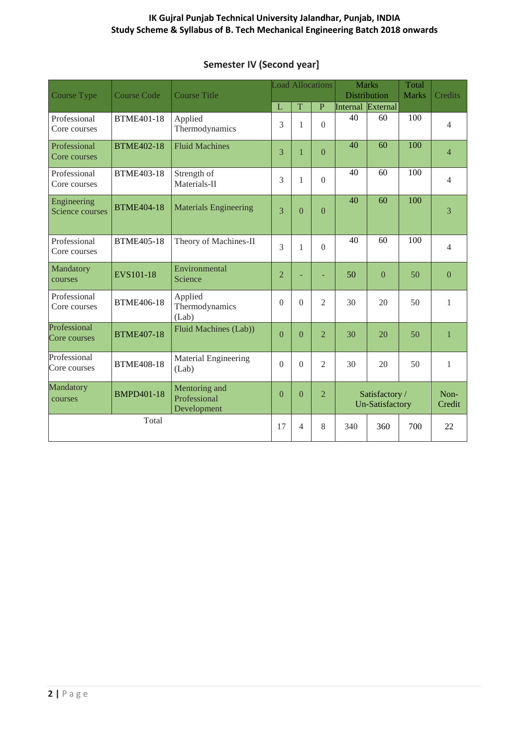## Semester IV (Second year]

| Course Type | Course Code | Course Title | Load Allocations | | | Marks Distribution | | Total Marks | Credits |
|---|---|---|---|---|---|---|---|---|---|
| | | | L | T | P | Internal | External | | |
| Professional Core courses | BTME401-18 | Applied Thermodynamics | 3 | 1 | 0 | 40 | 60 | 100 | 4 |
| Professional Core courses | BTME402-18 | Fluid Machines | 3 | 1 | 0 | 40 | 60 | 100 | 4 |
| Professional Core courses | BTME403-18 | Strength of Materials-II | 3 | 1 | 0 | 40 | 60 | 100 | 4 |
| Engineering Science courses | BTME404-18 | Materials Engineering | 3 | 0 | 0 | 40 | 60 | 100 | 3 |
| Professional Core courses | BTME405-18 | Theory of Machines-II | 3 | 1 | 0 | 40 | 60 | 100 | 4 |
| Mandatory courses | EVS101-18 | Environmental Science | 2 | - | - | 50 | 0 | 50 | 0 |
| Professional Core courses | BTME406-18 | Applied Thermodynamics (Lab) | 0 | 0 | 2 | 30 | 20 | 50 | 1 |
| Professional Core courses | BTME407-18 | Fluid Machines (Lab)) | 0 | 0 | 2 | 30 | 20 | 50 | 1 |
| Professional Core courses | BTME408-18 | Material Engineering (Lab) | 0 | 0 | 2 | 30 | 20 | 50 | 1 |
| Mandatory courses | BMPD401-18 | Mentoring and Professional Development | 0 | 0 | 2 | Satisfactory / Un-Satisfactory | | | Non-Credit |
| Total | | | 17 | 4 | 8 | 340 | 360 | 700 | 22 |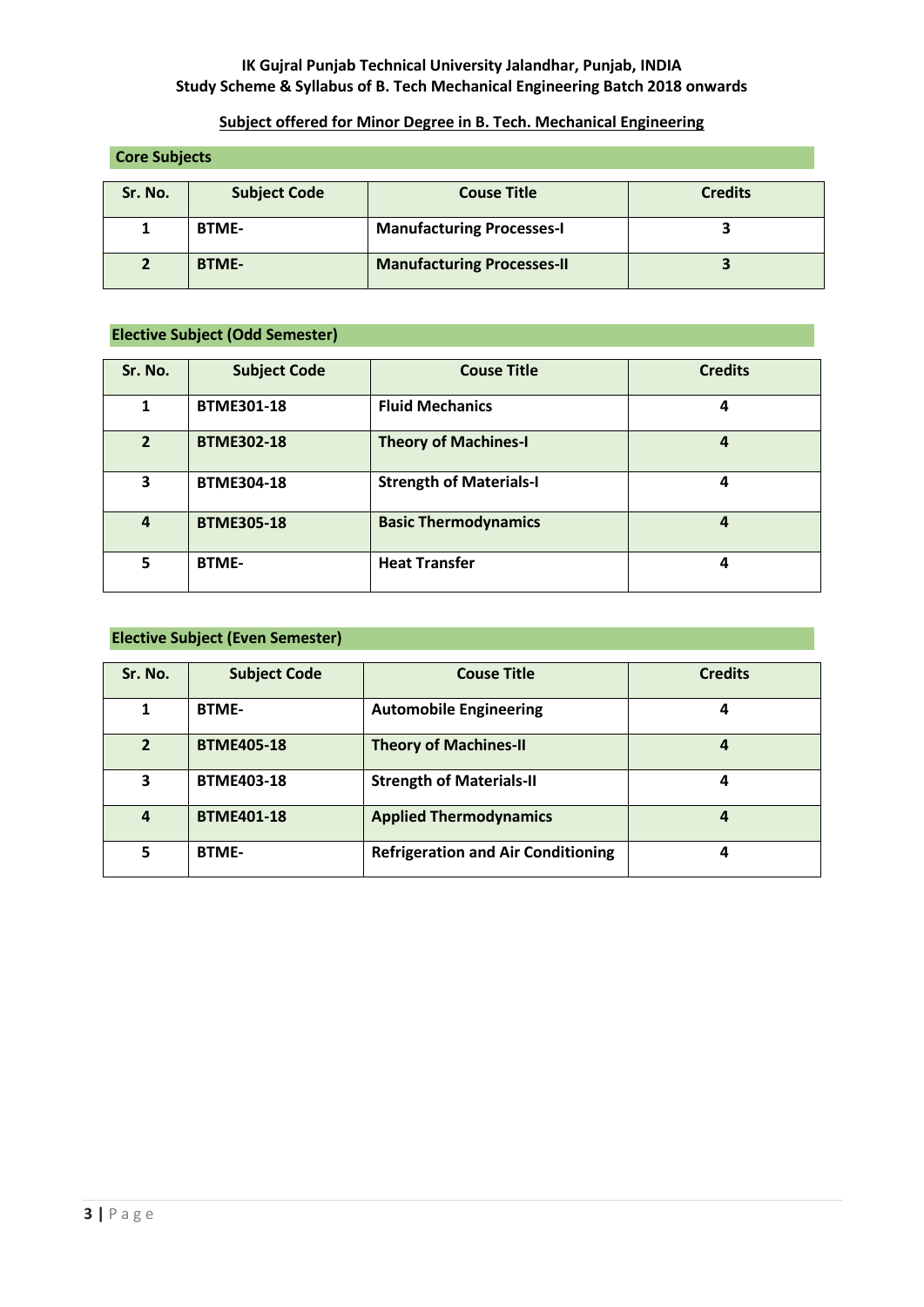## Subject offered for Minor Degree in B. Tech. Mechanical Engineering

### Core Subjects

| Sr. No. | Subject Code | Couse Title | Credits |
|---|---|---|---|
| 1 | BTME- | Manufacturing Processes-I | 3 |
| 2 | BTME- | Manufacturing Processes-II | 3 |

### Elective Subject (Odd Semester)

| Sr. No. | Subject Code | Couse Title | Credits |
|---|---|---|---|
| 1 | BTME301-18 | Fluid Mechanics | 4 |
| 2 | BTME302-18 | Theory of Machines-I | 4 |
| 3 | BTME304-18 | Strength of Materials-I | 4 |
| 4 | BTME305-18 | Basic Thermodynamics | 4 |
| 5 | BTME- | Heat Transfer | 4 |

### Elective Subject (Even Semester)

| Sr. No. | Subject Code | Couse Title | Credits |
|---|---|---|---|
| 1 | BTME- | Automobile Engineering | 4 |
| 2 | BTME405-18 | Theory of Machines-II | 4 |
| 3 | BTME403-18 | Strength of Materials-II | 4 |
| 4 | BTME401-18 | Applied Thermodynamics | 4 |
| 5 | BTME- | Refrigeration and Air Conditioning | 4 |